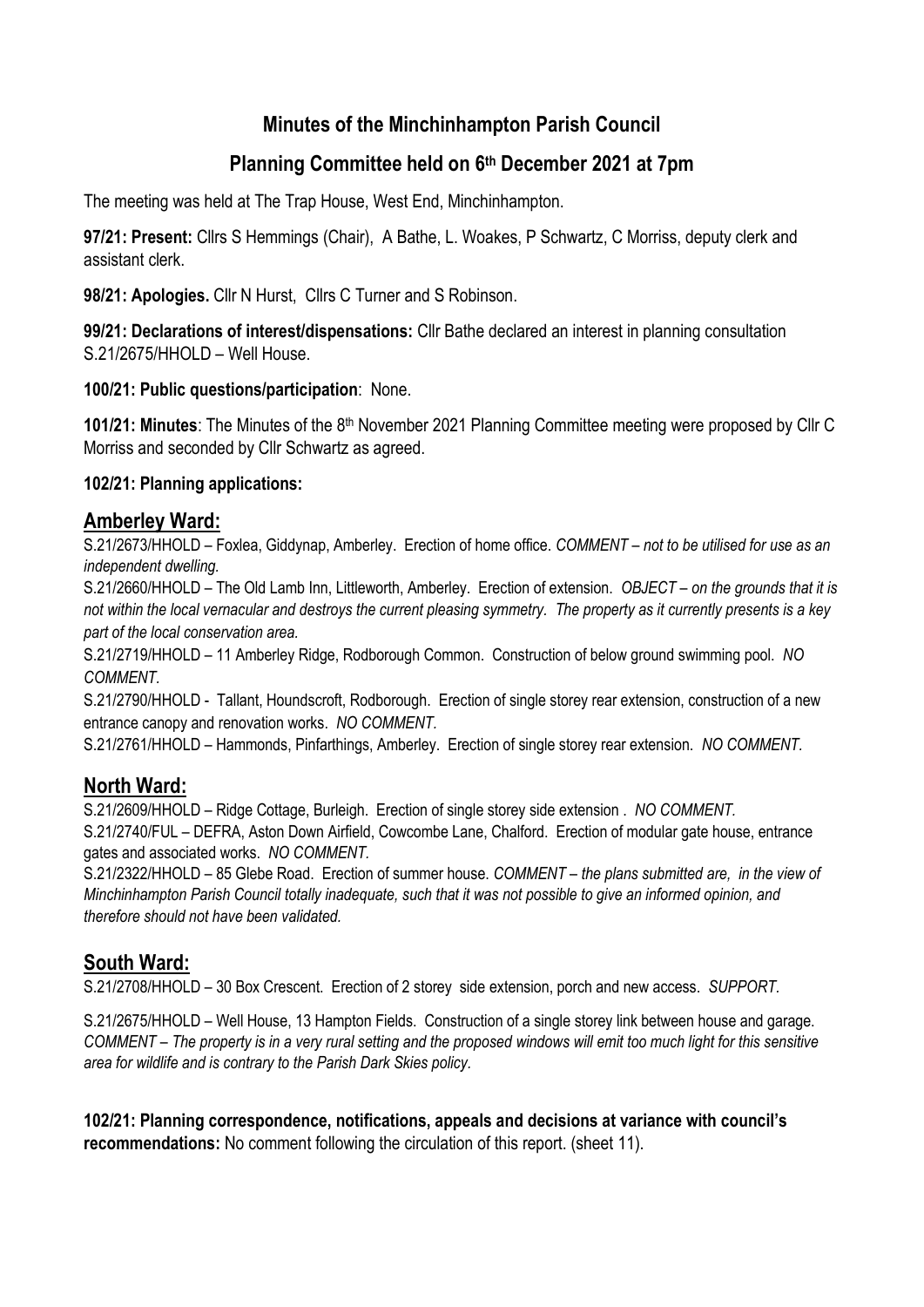# Minutes of the Minchinhampton Parish Council

## Planning Committee held on 6th December 2021 at 7pm

The meeting was held at The Trap House, West End, Minchinhampton.

**97/21: Present:** Cllrs S Hemmings (Chair), A Bathe, L. Woakes, P Schwartz, C Morriss, deputy clerk and assistant clerk.

**98/21: Apologies.** Cllr N Hurst, Cllrs C Turner and S Robinson.

**99/21: Declarations of interest/dispensations:** Cllr Bathe declared an interest in planning consultation S.21/2675/HHOLD – Well House.

**100/21: Public questions/participation**: None.

**101/21: Minutes**: The Minutes of the 8th November 2021 Planning Committee meeting were proposed by Cllr C Morriss and seconded by Cllr Schwartz as agreed.

**102/21: Planning applications:**

## Amberley Ward:

S.21/2673/HHOLD – Foxlea, Giddynap, Amberley. Erection of home office. *COMMENT – not to be utilised for use as an independent dwelling.*

S.21/2660/HHOLD – The Old Lamb Inn, Littleworth, Amberley. Erection of extension. *OBJECT – on the grounds that it is not within the local vernacular and destroys the current pleasing symmetry. The property as it currently presents is a key part of the local conservation area.*

S.21/2719/HHOLD – 11 Amberley Ridge, Rodborough Common. Construction of below ground swimming pool. *NO COMMENT.*

S.21/2790/HHOLD - Tallant, Houndscroft, Rodborough. Erection of single storey rear extension, construction of a new entrance canopy and renovation works. *NO COMMENT.*

S.21/2761/HHOLD – Hammonds, Pinfarthings, Amberley. Erection of single storey rear extension. *NO COMMENT.*

## North Ward:

S.21/2609/HHOLD – Ridge Cottage, Burleigh. Erection of single storey side extension . *NO COMMENT.*

S.21/2740/FUL – DEFRA, Aston Down Airfield, Cowcombe Lane, Chalford. Erection of modular gate house, entrance gates and associated works. *NO COMMENT.*

S.21/2322/HHOLD – 85 Glebe Road. Erection of summer house. *COMMENT – the plans submitted are, in the view of Minchinhampton Parish Council totally inadequate, such that it was not possible to give an informed opinion, and therefore should not have been validated.*

## South Ward:

S.21/2708/HHOLD – 30 Box Crescent. Erection of 2 storey side extension, porch and new access. *SUPPORT.*

S.21/2675/HHOLD – Well House, 13 Hampton Fields. Construction of a single storey link between house and garage. *COMMENT – The property is in a very rural setting and the proposed windows will emit too much light for this sensitive area for wildlife and is contrary to the Parish Dark Skies policy.*

**102/21: Planning correspondence, notifications, appeals and decisions at variance with council's recommendations:** No comment following the circulation of this report. (sheet 11).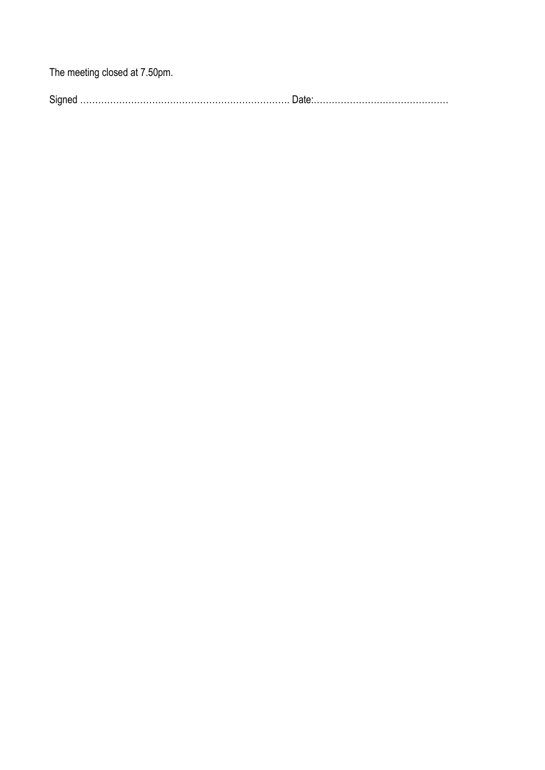The meeting closed at 7.50pm.

Signed ……………………………………………………………. Date:………………………………………